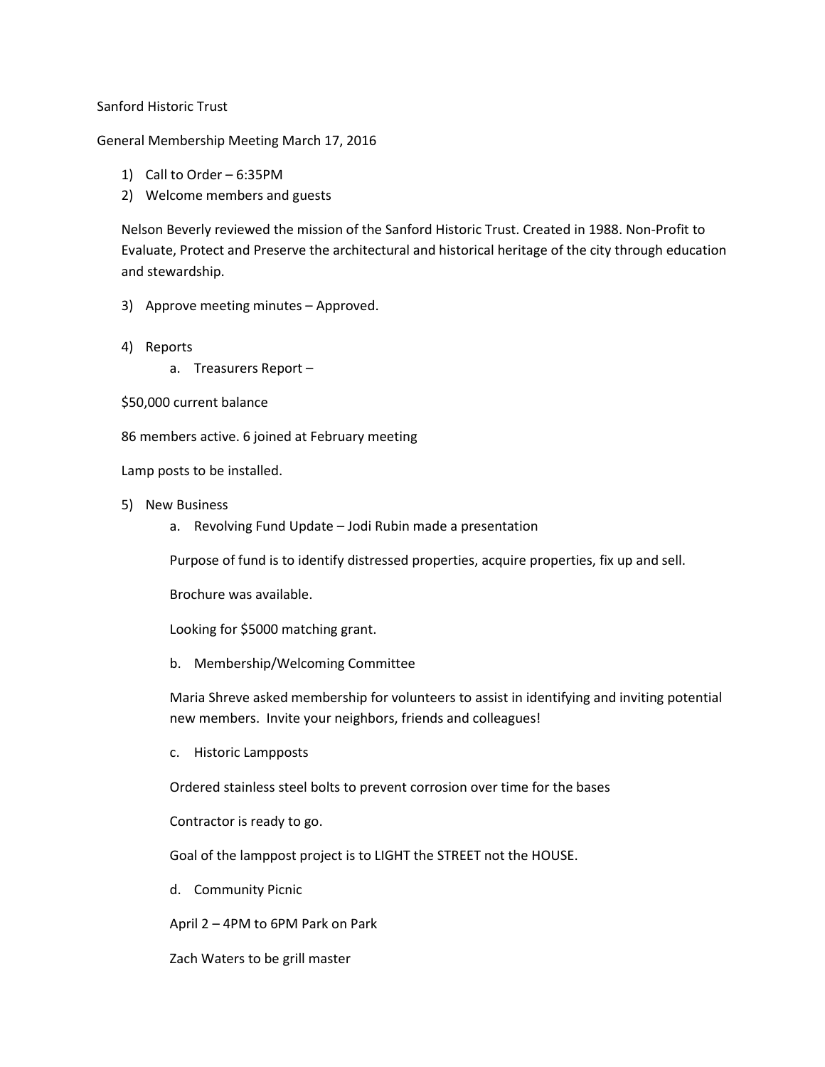Sanford Historic Trust

General Membership Meeting March 17, 2016

1) Call to Order – 6:35PM
2) Welcome members and guests

Nelson Beverly reviewed the mission of the Sanford Historic Trust. Created in 1988. Non-Profit to Evaluate, Protect and Preserve the architectural and historical heritage of the city through education and stewardship.

3) Approve meeting minutes – Approved.

4) Reports
   a. Treasurers Report –

$50,000 current balance

86 members active. 6 joined at February meeting

Lamp posts to be installed.

5) New Business
   a. Revolving Fund Update – Jodi Rubin made a presentation

   Purpose of fund is to identify distressed properties, acquire properties, fix up and sell.

   Brochure was available.

   Looking for $5000 matching grant.

   b. Membership/Welcoming Committee

   Maria Shreve asked membership for volunteers to assist in identifying and inviting potential new members. Invite your neighbors, friends and colleagues!

   c. Historic Lampposts

   Ordered stainless steel bolts to prevent corrosion over time for the bases

   Contractor is ready to go.

   Goal of the lamppost project is to LIGHT the STREET not the HOUSE.

   d. Community Picnic

   April 2 – 4PM to 6PM Park on Park

   Zach Waters to be grill master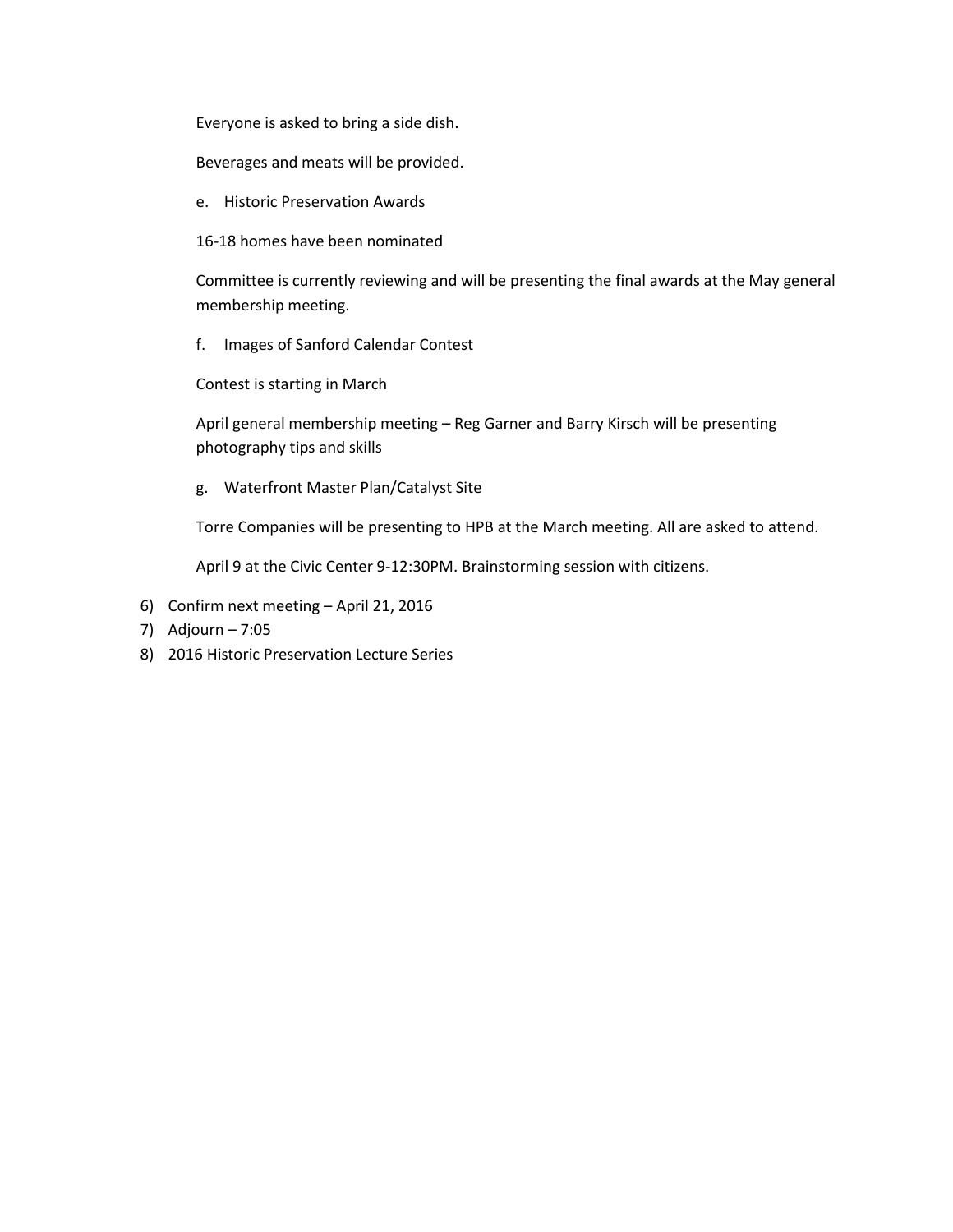Everyone is asked to bring a side dish.

Beverages and meats will be provided.

e. Historic Preservation Awards

16-18 homes have been nominated

Committee is currently reviewing and will be presenting the final awards at the May general membership meeting.

f. Images of Sanford Calendar Contest

Contest is starting in March

April general membership meeting – Reg Garner and Barry Kirsch will be presenting photography tips and skills

g. Waterfront Master Plan/Catalyst Site

Torre Companies will be presenting to HPB at the March meeting. All are asked to attend.

April 9 at the Civic Center 9-12:30PM. Brainstorming session with citizens.

6) Confirm next meeting – April 21, 2016
7) Adjourn – 7:05
8) 2016 Historic Preservation Lecture Series